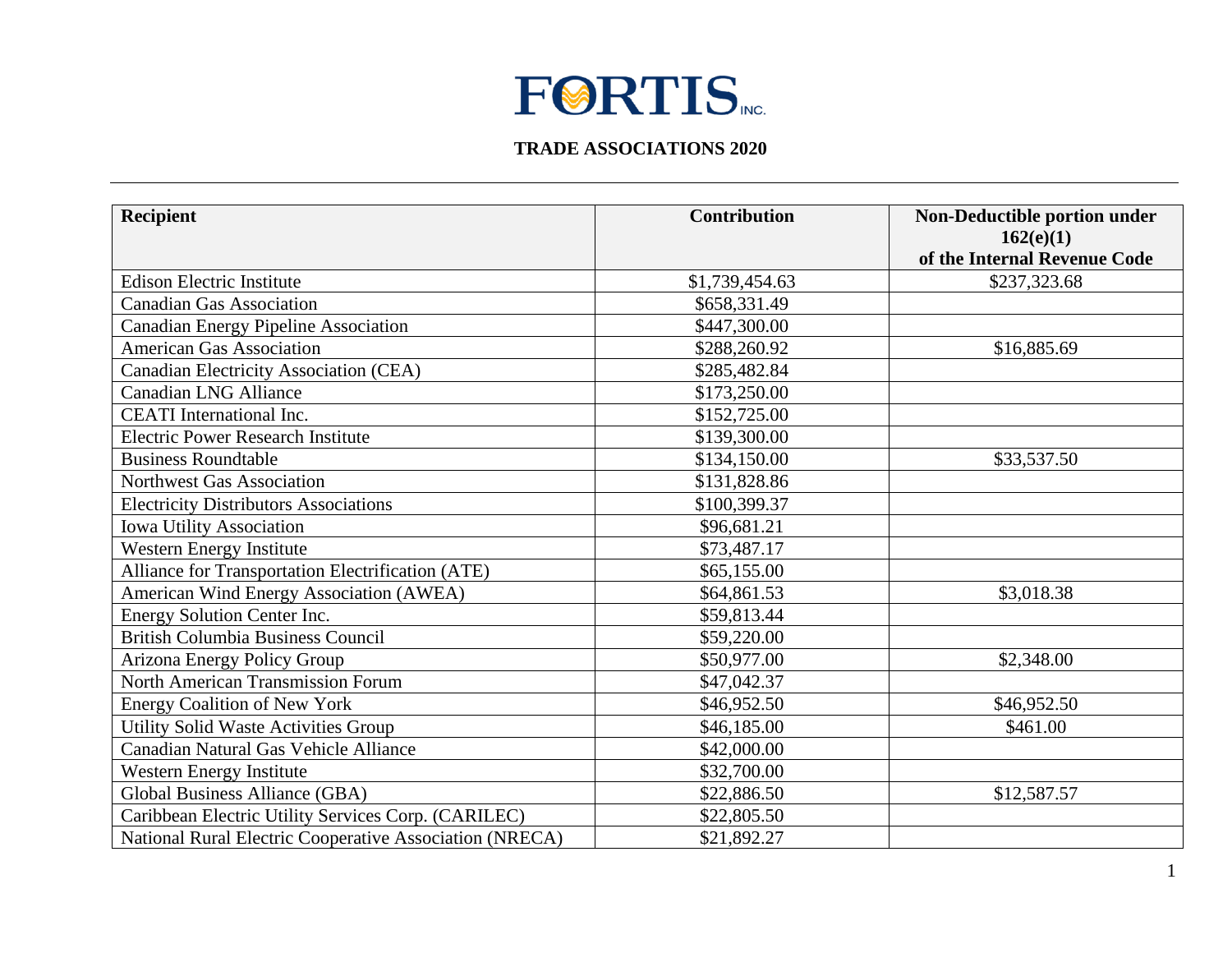FORTIS INC.

## TRADE ASSOCIATIONS 2020

| Recipient | Contribution | Non-Deductible portion under 162(e)(1) of the Internal Revenue Code |
|---|---|---|
| Edison Electric Institute | $1,739,454.63 | $237,323.68 |
| Canadian Gas Association | $658,331.49 | |
| Canadian Energy Pipeline Association | $447,300.00 | |
| American Gas Association | $288,260.92 | $16,885.69 |
| Canadian Electricity Association (CEA) | $285,482.84 | |
| Canadian LNG Alliance | $173,250.00 | |
| CEATI International Inc. | $152,725.00 | |
| Electric Power Research Institute | $139,300.00 | |
| Business Roundtable | $134,150.00 | $33,537.50 |
| Northwest Gas Association | $131,828.86 | |
| Electricity Distributors Associations | $100,399.37 | |
| Iowa Utility Association | $96,681.21 | |
| Western Energy Institute | $73,487.17 | |
| Alliance for Transportation Electrification (ATE) | $65,155.00 | |
| American Wind Energy Association (AWEA) | $64,861.53 | $3,018.38 |
| Energy Solution Center Inc. | $59,813.44 | |
| British Columbia Business Council | $59,220.00 | |
| Arizona Energy Policy Group | $50,977.00 | $2,348.00 |
| North American Transmission Forum | $47,042.37 | |
| Energy Coalition of New York | $46,952.50 | $46,952.50 |
| Utility Solid Waste Activities Group | $46,185.00 | $461.00 |
| Canadian Natural Gas Vehicle Alliance | $42,000.00 | |
| Western Energy Institute | $32,700.00 | |
| Global Business Alliance (GBA) | $22,886.50 | $12,587.57 |
| Caribbean Electric Utility Services Corp. (CARILEC) | $22,805.50 | |
| National Rural Electric Cooperative Association (NRECA) | $21,892.27 | |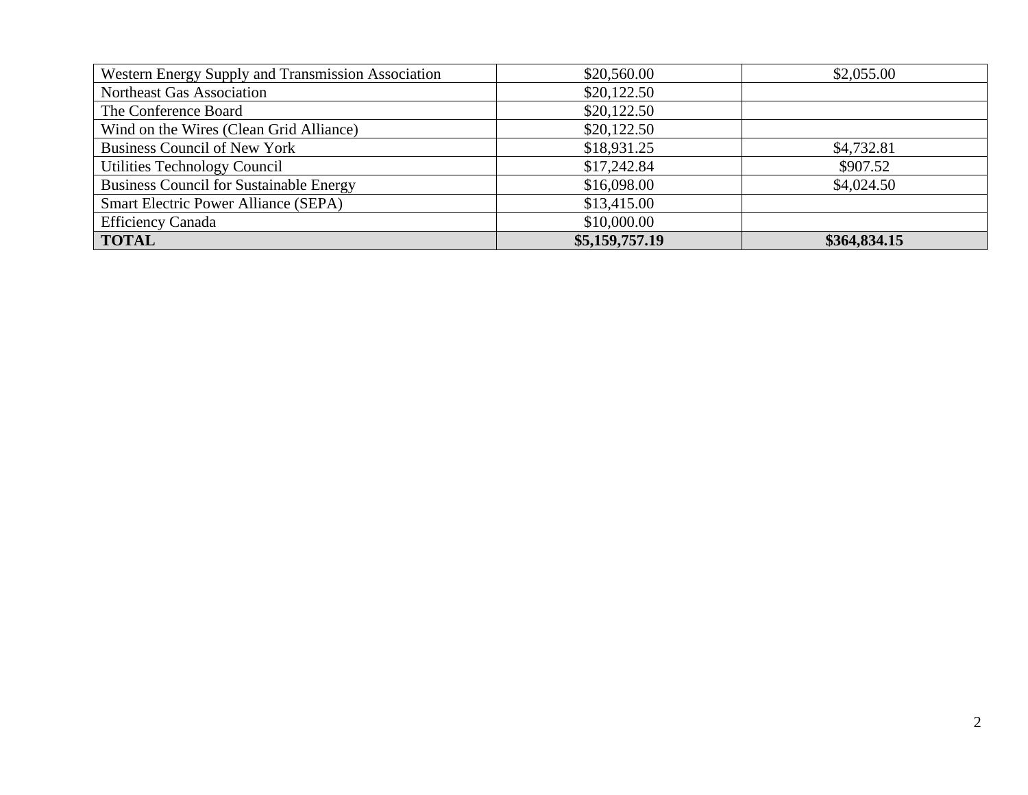| | | |
|---|---|---|
| Western Energy Supply and Transmission Association | $20,560.00 | $2,055.00 |
| Northeast Gas Association | $20,122.50 | |
| The Conference Board | $20,122.50 | |
| Wind on the Wires (Clean Grid Alliance) | $20,122.50 | |
| Business Council of New York | $18,931.25 | $4,732.81 |
| Utilities Technology Council | $17,242.84 | $907.52 |
| Business Council for Sustainable Energy | $16,098.00 | $4,024.50 |
| Smart Electric Power Alliance (SEPA) | $13,415.00 | |
| Efficiency Canada | $10,000.00 | |
| **TOTAL** | **$5,159,757.19** | **$364,834.15** |